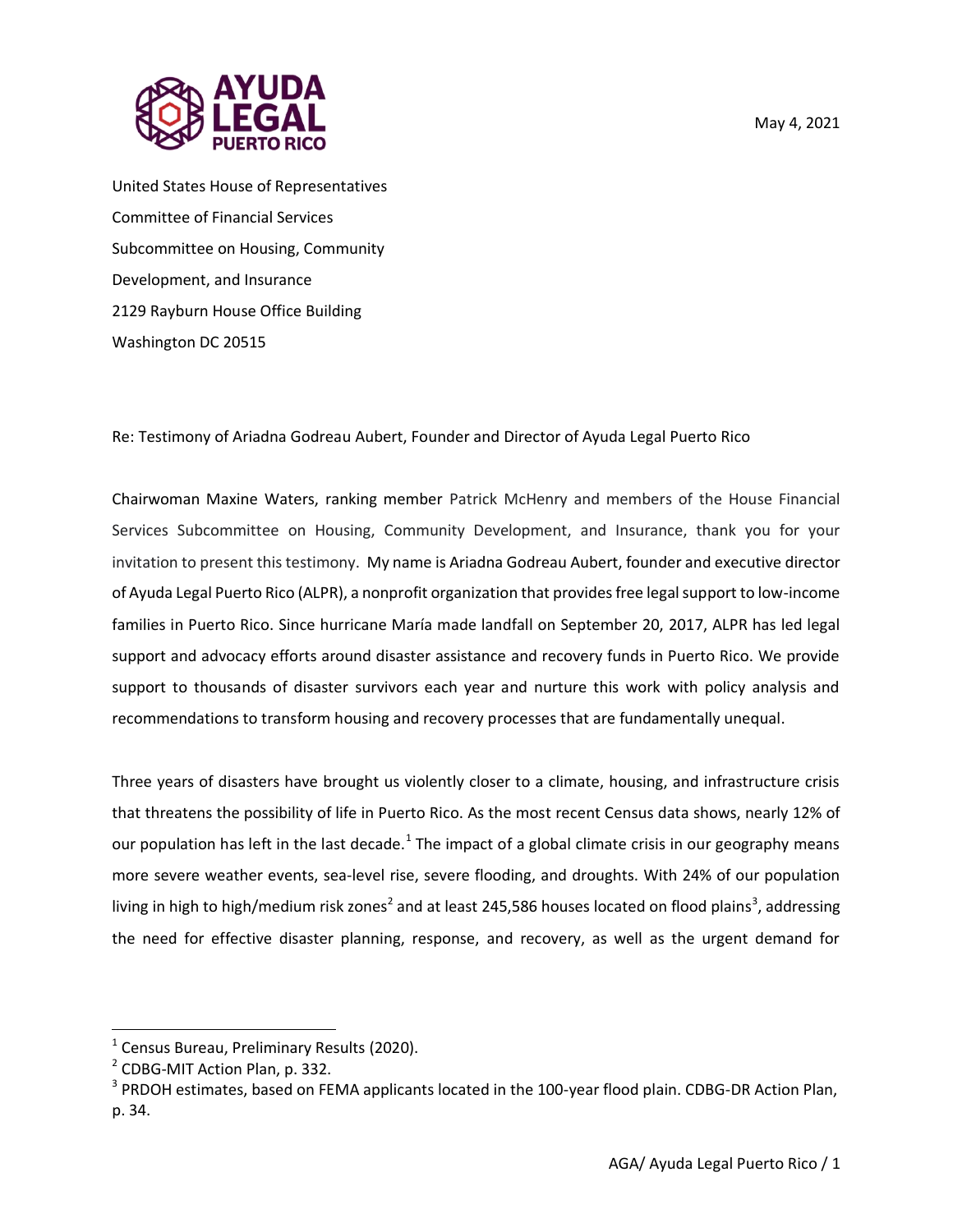May 4, 2021

United States House of Representatives
Committee of Financial Services
Subcommittee on Housing, Community
Development, and Insurance
2129 Rayburn House Office Building
Washington DC 20515

Re: Testimony of Ariadna Godreau Aubert, Founder and Director of Ayuda Legal Puerto Rico

Chairwoman Maxine Waters, ranking member Patrick McHenry and members of the House Financial Services Subcommittee on Housing, Community Development, and Insurance, thank you for your invitation to present this testimony. My name is Ariadna Godreau Aubert, founder and executive director of Ayuda Legal Puerto Rico (ALPR), a nonprofit organization that provides free legal support to low-income families in Puerto Rico. Since hurricane María made landfall on September 20, 2017, ALPR has led legal support and advocacy efforts around disaster assistance and recovery funds in Puerto Rico. We provide support to thousands of disaster survivors each year and nurture this work with policy analysis and recommendations to transform housing and recovery processes that are fundamentally unequal.

Three years of disasters have brought us violently closer to a climate, housing, and infrastructure crisis that threatens the possibility of life in Puerto Rico. As the most recent Census data shows, nearly 12% of our population has left in the last decade.[1] The impact of a global climate crisis in our geography means more severe weather events, sea-level rise, severe flooding, and droughts. With 24% of our population living in high to high/medium risk zones[2] and at least 245,586 houses located on flood plains[3], addressing the need for effective disaster planning, response, and recovery, as well as the urgent demand for

[1] Census Bureau, Preliminary Results (2020).

[2] CDBG-MIT Action Plan, p. 332.

[3] PRDOH estimates, based on FEMA applicants located in the 100-year flood plain. CDBG-DR Action Plan, p. 34.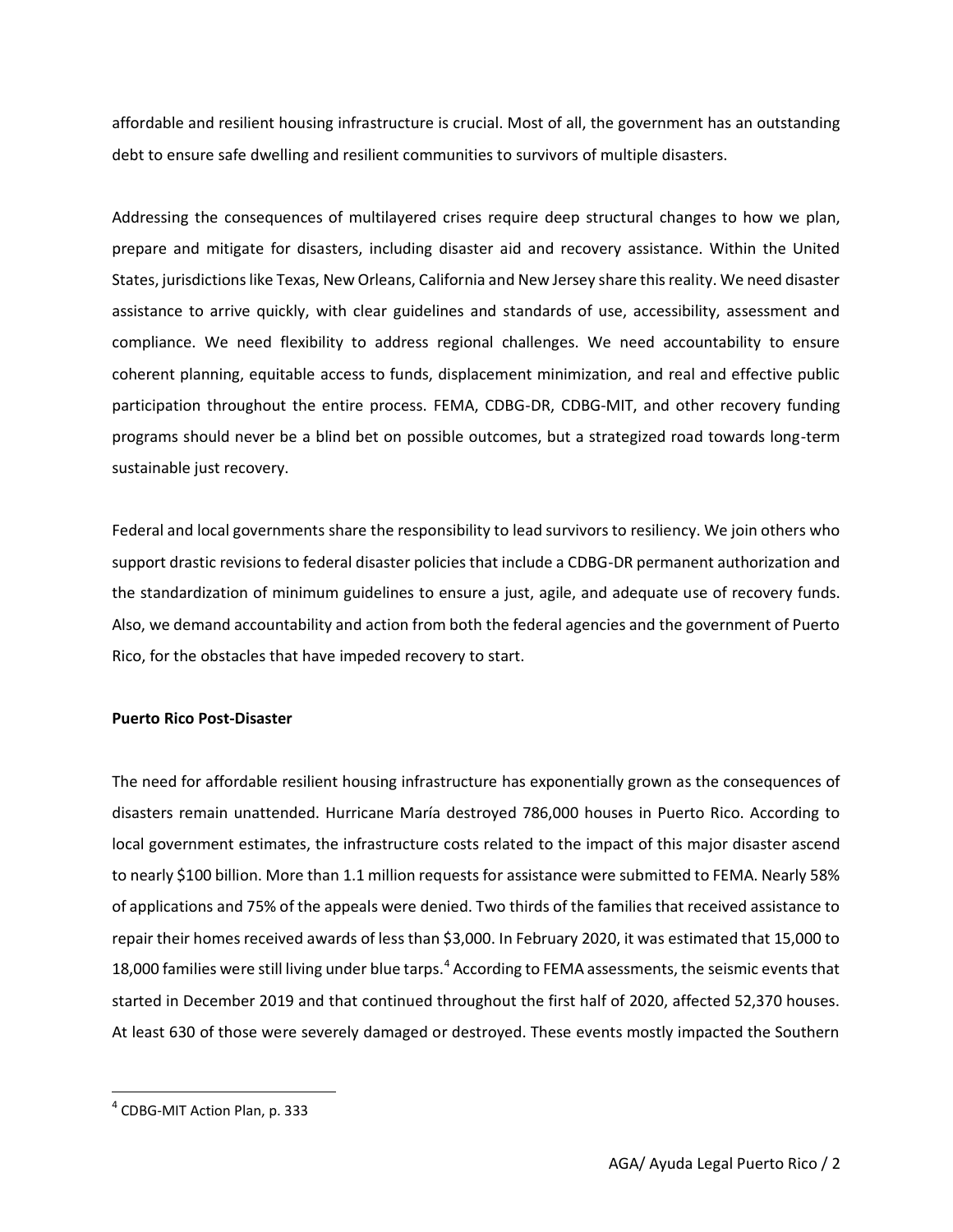affordable and resilient housing infrastructure is crucial. Most of all, the government has an outstanding debt to ensure safe dwelling and resilient communities to survivors of multiple disasters.

Addressing the consequences of multilayered crises require deep structural changes to how we plan, prepare and mitigate for disasters, including disaster aid and recovery assistance. Within the United States, jurisdictions like Texas, New Orleans, California and New Jersey share this reality. We need disaster assistance to arrive quickly, with clear guidelines and standards of use, accessibility, assessment and compliance. We need flexibility to address regional challenges. We need accountability to ensure coherent planning, equitable access to funds, displacement minimization, and real and effective public participation throughout the entire process. FEMA, CDBG-DR, CDBG-MIT, and other recovery funding programs should never be a blind bet on possible outcomes, but a strategized road towards long-term sustainable just recovery.

Federal and local governments share the responsibility to lead survivors to resiliency. We join others who support drastic revisions to federal disaster policies that include a CDBG-DR permanent authorization and the standardization of minimum guidelines to ensure a just, agile, and adequate use of recovery funds. Also, we demand accountability and action from both the federal agencies and the government of Puerto Rico, for the obstacles that have impeded recovery to start.

**Puerto Rico Post-Disaster**

The need for affordable resilient housing infrastructure has exponentially grown as the consequences of disasters remain unattended. Hurricane María destroyed 786,000 houses in Puerto Rico. According to local government estimates, the infrastructure costs related to the impact of this major disaster ascend to nearly $100 billion. More than 1.1 million requests for assistance were submitted to FEMA. Nearly 58% of applications and 75% of the appeals were denied. Two thirds of the families that received assistance to repair their homes received awards of less than $3,000. In February 2020, it was estimated that 15,000 to 18,000 families were still living under blue tarps.[4] According to FEMA assessments, the seismic events that started in December 2019 and that continued throughout the first half of 2020, affected 52,370 houses. At least 630 of those were severely damaged or destroyed. These events mostly impacted the Southern

[4] CDBG-MIT Action Plan, p. 333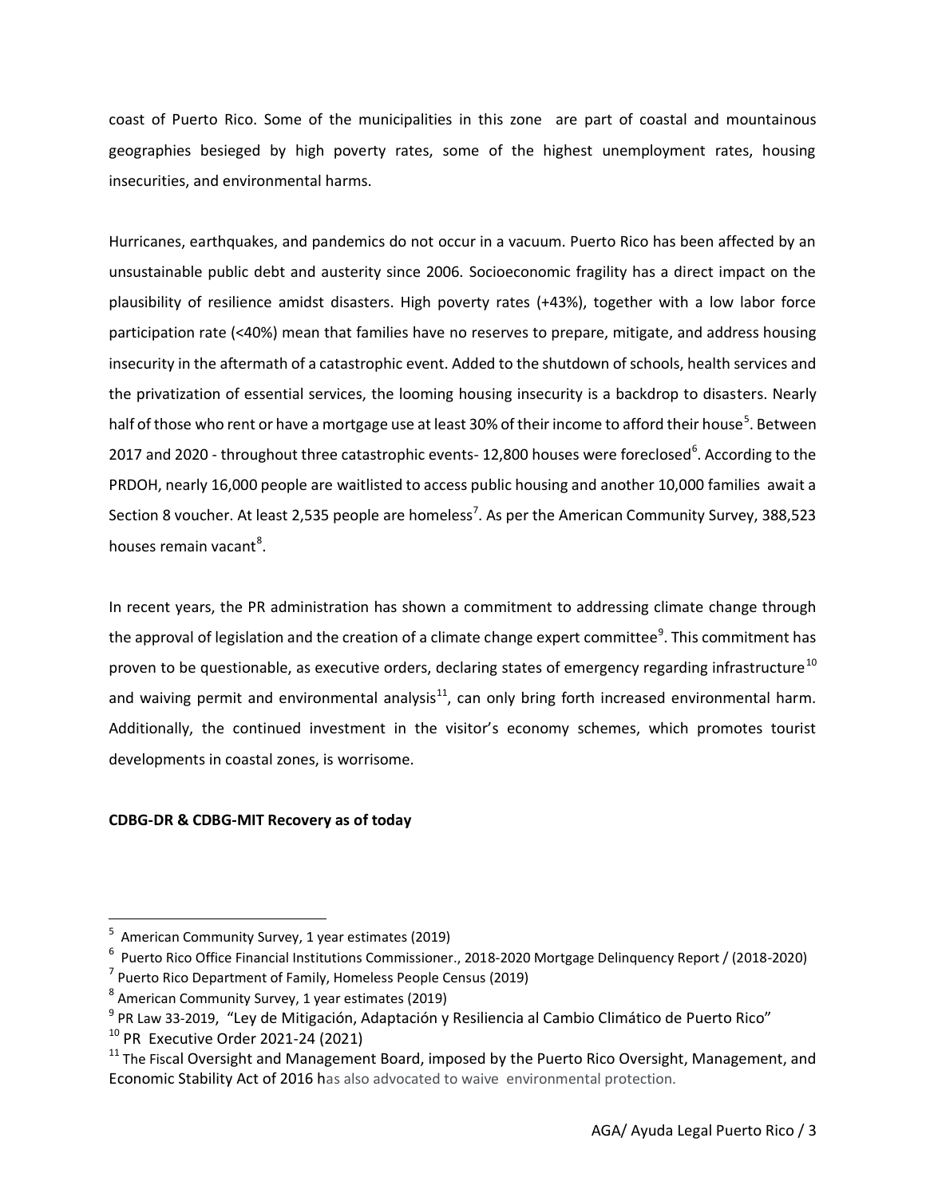coast of Puerto Rico. Some of the municipalities in this zone are part of coastal and mountainous geographies besieged by high poverty rates, some of the highest unemployment rates, housing insecurities, and environmental harms.

Hurricanes, earthquakes, and pandemics do not occur in a vacuum. Puerto Rico has been affected by an unsustainable public debt and austerity since 2006. Socioeconomic fragility has a direct impact on the plausibility of resilience amidst disasters. High poverty rates (+43%), together with a low labor force participation rate (<40%) mean that families have no reserves to prepare, mitigate, and address housing insecurity in the aftermath of a catastrophic event. Added to the shutdown of schools, health services and the privatization of essential services, the looming housing insecurity is a backdrop to disasters. Nearly half of those who rent or have a mortgage use at least 30% of their income to afford their house[5]. Between 2017 and 2020 - throughout three catastrophic events- 12,800 houses were foreclosed[6]. According to the PRDOH, nearly 16,000 people are waitlisted to access public housing and another 10,000 families await a Section 8 voucher. At least 2,535 people are homeless[7]. As per the American Community Survey, 388,523 houses remain vacant[8].

In recent years, the PR administration has shown a commitment to addressing climate change through the approval of legislation and the creation of a climate change expert committee[9]. This commitment has proven to be questionable, as executive orders, declaring states of emergency regarding infrastructure[10] and waiving permit and environmental analysis[11], can only bring forth increased environmental harm. Additionally, the continued investment in the visitor's economy schemes, which promotes tourist developments in coastal zones, is worrisome.

**CDBG-DR & CDBG-MIT Recovery as of today**

---

[5] American Community Survey, 1 year estimates (2019)

[6] Puerto Rico Office Financial Institutions Commissioner., 2018-2020 Mortgage Delinquency Report / (2018-2020)

[7] Puerto Rico Department of Family, Homeless People Census (2019)

[8] American Community Survey, 1 year estimates (2019)

[9] PR Law 33-2019, "Ley de Mitigación, Adaptación y Resiliencia al Cambio Climático de Puerto Rico"

[10] PR Executive Order 2021-24 (2021)

[11] The Fiscal Oversight and Management Board, imposed by the Puerto Rico Oversight, Management, and Economic Stability Act of 2016 has also advocated to waive environmental protection.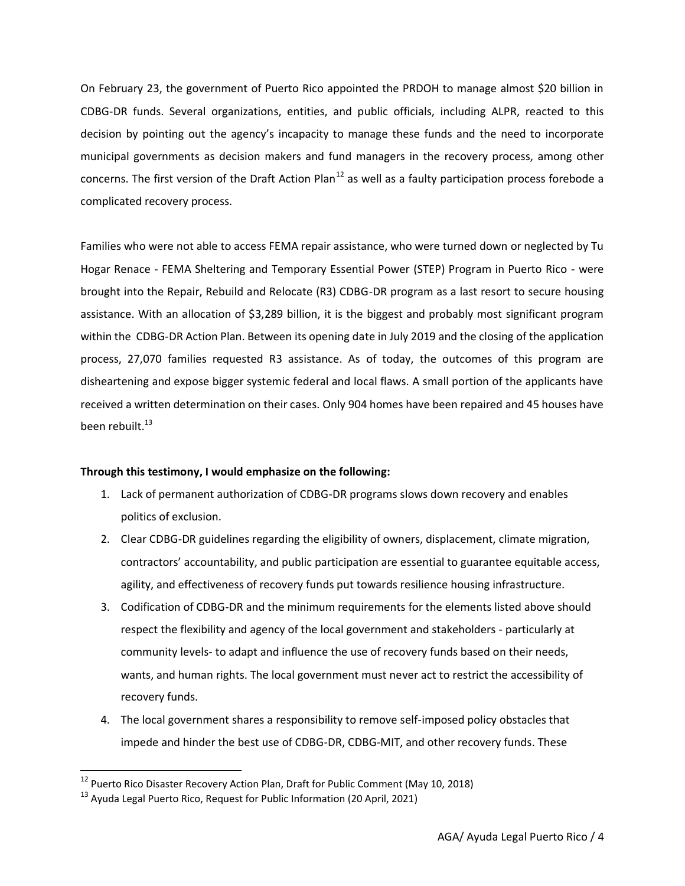On February 23, the government of Puerto Rico appointed the PRDOH to manage almost $20 billion in CDBG-DR funds. Several organizations, entities, and public officials, including ALPR, reacted to this decision by pointing out the agency's incapacity to manage these funds and the need to incorporate municipal governments as decision makers and fund managers in the recovery process, among other concerns. The first version of the Draft Action Plan[12] as well as a faulty participation process forebode a complicated recovery process.

Families who were not able to access FEMA repair assistance, who were turned down or neglected by Tu Hogar Renace - FEMA Sheltering and Temporary Essential Power (STEP) Program in Puerto Rico - were brought into the Repair, Rebuild and Relocate (R3) CDBG-DR program as a last resort to secure housing assistance. With an allocation of $3,289 billion, it is the biggest and probably most significant program within the CDBG-DR Action Plan. Between its opening date in July 2019 and the closing of the application process, 27,070 families requested R3 assistance. As of today, the outcomes of this program are disheartening and expose bigger systemic federal and local flaws. A small portion of the applicants have received a written determination on their cases. Only 904 homes have been repaired and 45 houses have been rebuilt.[13]

**Through this testimony, I would emphasize on the following:**

1. Lack of permanent authorization of CDBG-DR programs slows down recovery and enables politics of exclusion.
2. Clear CDBG-DR guidelines regarding the eligibility of owners, displacement, climate migration, contractors' accountability, and public participation are essential to guarantee equitable access, agility, and effectiveness of recovery funds put towards resilience housing infrastructure.
3. Codification of CDBG-DR and the minimum requirements for the elements listed above should respect the flexibility and agency of the local government and stakeholders - particularly at community levels- to adapt and influence the use of recovery funds based on their needs, wants, and human rights. The local government must never act to restrict the accessibility of recovery funds.
4. The local government shares a responsibility to remove self-imposed policy obstacles that impede and hinder the best use of CDBG-DR, CDBG-MIT, and other recovery funds. These

---

[12] Puerto Rico Disaster Recovery Action Plan, Draft for Public Comment (May 10, 2018)

[13] Ayuda Legal Puerto Rico, Request for Public Information (20 April, 2021)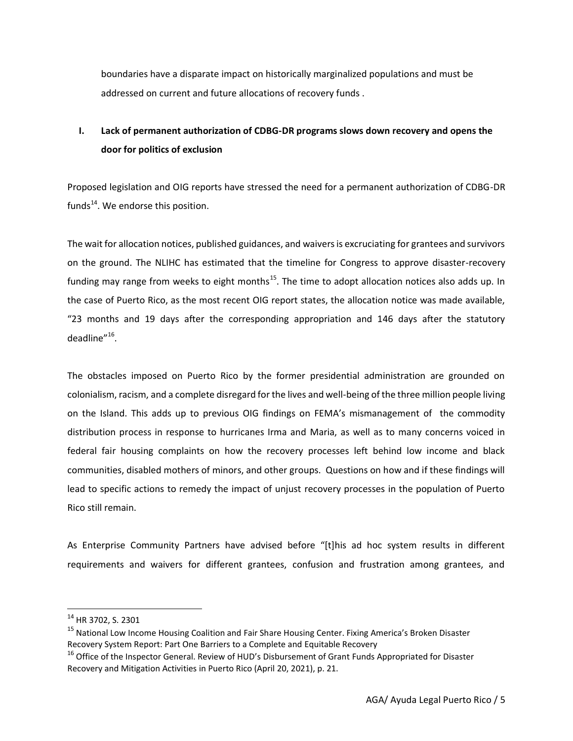boundaries have a disparate impact on historically marginalized populations and must be addressed on current and future allocations of recovery funds .

## I. Lack of permanent authorization of CDBG-DR programs slows down recovery and opens the door for politics of exclusion

Proposed legislation and OIG reports have stressed the need for a permanent authorization of CDBG-DR funds[14]. We endorse this position.

The wait for allocation notices, published guidances, and waivers is excruciating for grantees and survivors on the ground. The NLIHC has estimated that the timeline for Congress to approve disaster-recovery funding may range from weeks to eight months[15]. The time to adopt allocation notices also adds up. In the case of Puerto Rico, as the most recent OIG report states, the allocation notice was made available, "23 months and 19 days after the corresponding appropriation and 146 days after the statutory deadline"[16].

The obstacles imposed on Puerto Rico by the former presidential administration are grounded on colonialism, racism, and a complete disregard for the lives and well-being of the three million people living on the Island. This adds up to previous OIG findings on FEMA's mismanagement of the commodity distribution process in response to hurricanes Irma and Maria, as well as to many concerns voiced in federal fair housing complaints on how the recovery processes left behind low income and black communities, disabled mothers of minors, and other groups. Questions on how and if these findings will lead to specific actions to remedy the impact of unjust recovery processes in the population of Puerto Rico still remain.

As Enterprise Community Partners have advised before "[t]his ad hoc system results in different requirements and waivers for different grantees, confusion and frustration among grantees, and

---

[14] HR 3702, S. 2301

[15] National Low Income Housing Coalition and Fair Share Housing Center. Fixing America's Broken Disaster Recovery System Report: Part One Barriers to a Complete and Equitable Recovery

[16] Office of the Inspector General. Review of HUD's Disbursement of Grant Funds Appropriated for Disaster Recovery and Mitigation Activities in Puerto Rico (April 20, 2021), p. 21.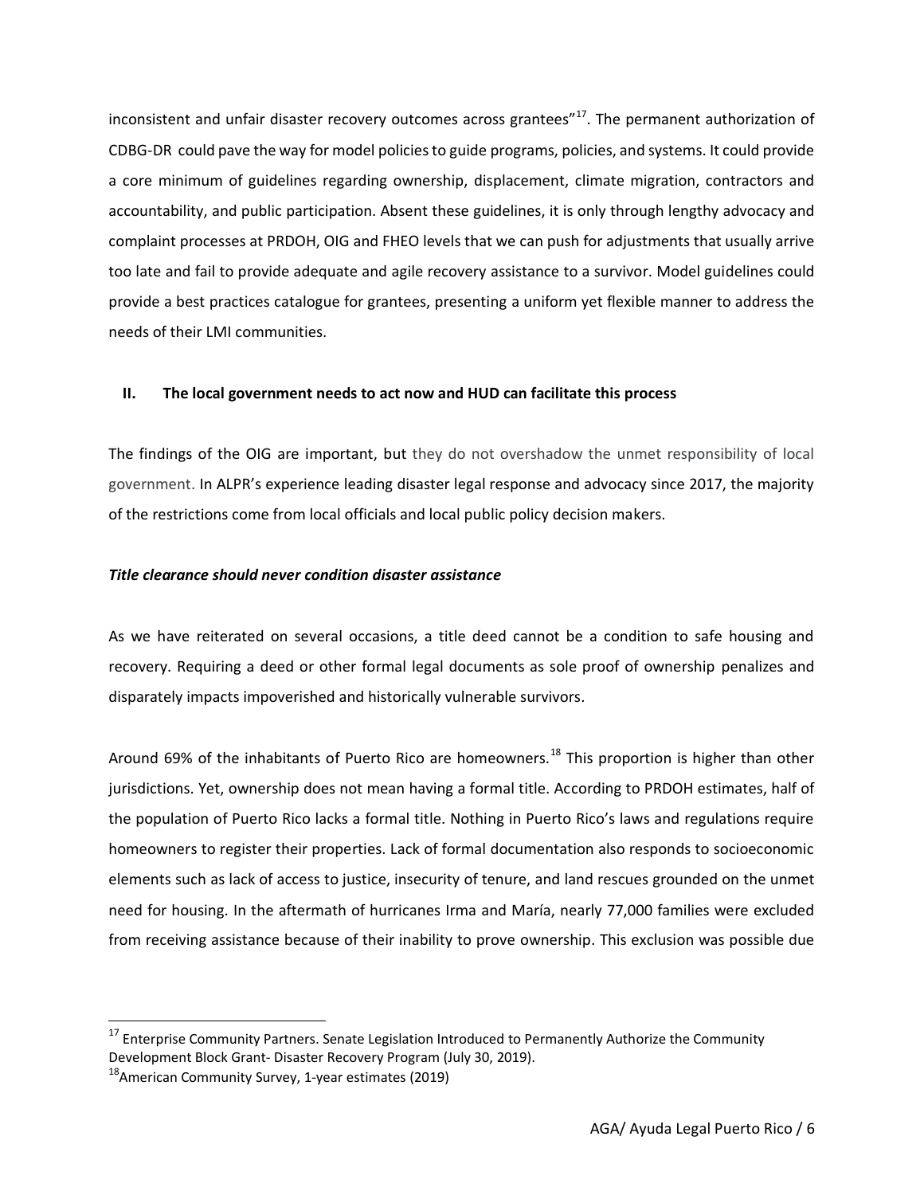inconsistent and unfair disaster recovery outcomes across grantees"[17]. The permanent authorization of CDBG-DR could pave the way for model policies to guide programs, policies, and systems. It could provide a core minimum of guidelines regarding ownership, displacement, climate migration, contractors and accountability, and public participation. Absent these guidelines, it is only through lengthy advocacy and complaint processes at PRDOH, OIG and FHEO levels that we can push for adjustments that usually arrive too late and fail to provide adequate and agile recovery assistance to a survivor. Model guidelines could provide a best practices catalogue for grantees, presenting a uniform yet flexible manner to address the needs of their LMI communities.

## II. The local government needs to act now and HUD can facilitate this process

The findings of the OIG are important, but they do not overshadow the unmet responsibility of local government. In ALPR's experience leading disaster legal response and advocacy since 2017, the majority of the restrictions come from local officials and local public policy decision makers.

### *Title clearance should never condition disaster assistance*

As we have reiterated on several occasions, a title deed cannot be a condition to safe housing and recovery. Requiring a deed or other formal legal documents as sole proof of ownership penalizes and disparately impacts impoverished and historically vulnerable survivors.

Around 69% of the inhabitants of Puerto Rico are homeowners.[18] This proportion is higher than other jurisdictions. Yet, ownership does not mean having a formal title. According to PRDOH estimates, half of the population of Puerto Rico lacks a formal title. Nothing in Puerto Rico's laws and regulations require homeowners to register their properties. Lack of formal documentation also responds to socioeconomic elements such as lack of access to justice, insecurity of tenure, and land rescues grounded on the unmet need for housing. In the aftermath of hurricanes Irma and María, nearly 77,000 families were excluded from receiving assistance because of their inability to prove ownership. This exclusion was possible due

---

[17] Enterprise Community Partners. Senate Legislation Introduced to Permanently Authorize the Community Development Block Grant- Disaster Recovery Program (July 30, 2019).

[18] American Community Survey, 1-year estimates (2019)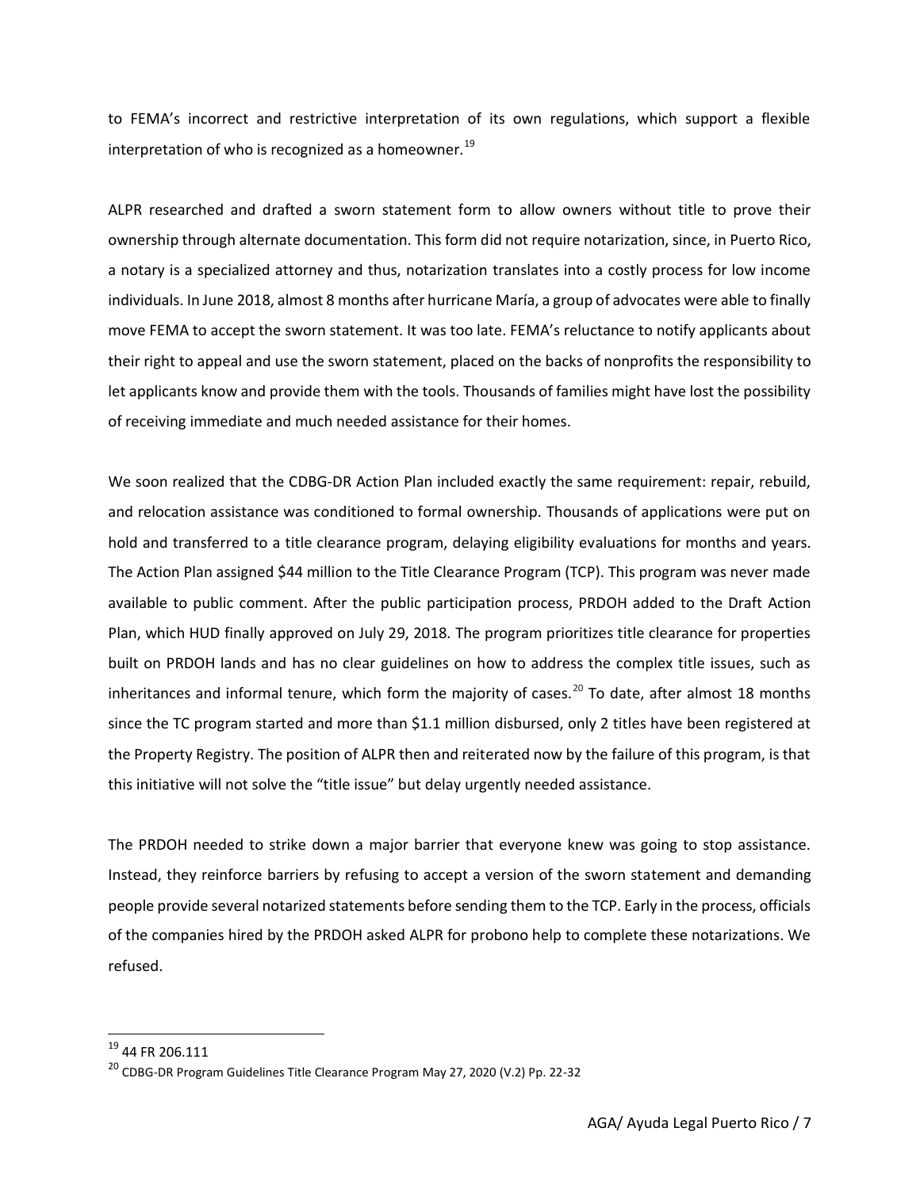to FEMA's incorrect and restrictive interpretation of its own regulations, which support a flexible interpretation of who is recognized as a homeowner.[19]

ALPR researched and drafted a sworn statement form to allow owners without title to prove their ownership through alternate documentation. This form did not require notarization, since, in Puerto Rico, a notary is a specialized attorney and thus, notarization translates into a costly process for low income individuals. In June 2018, almost 8 months after hurricane María, a group of advocates were able to finally move FEMA to accept the sworn statement. It was too late. FEMA's reluctance to notify applicants about their right to appeal and use the sworn statement, placed on the backs of nonprofits the responsibility to let applicants know and provide them with the tools. Thousands of families might have lost the possibility of receiving immediate and much needed assistance for their homes.

We soon realized that the CDBG-DR Action Plan included exactly the same requirement: repair, rebuild, and relocation assistance was conditioned to formal ownership. Thousands of applications were put on hold and transferred to a title clearance program, delaying eligibility evaluations for months and years. The Action Plan assigned $44 million to the Title Clearance Program (TCP). This program was never made available to public comment. After the public participation process, PRDOH added to the Draft Action Plan, which HUD finally approved on July 29, 2018. The program prioritizes title clearance for properties built on PRDOH lands and has no clear guidelines on how to address the complex title issues, such as inheritances and informal tenure, which form the majority of cases.[20] To date, after almost 18 months since the TC program started and more than $1.1 million disbursed, only 2 titles have been registered at the Property Registry. The position of ALPR then and reiterated now by the failure of this program, is that this initiative will not solve the "title issue" but delay urgently needed assistance.

The PRDOH needed to strike down a major barrier that everyone knew was going to stop assistance. Instead, they reinforce barriers by refusing to accept a version of the sworn statement and demanding people provide several notarized statements before sending them to the TCP. Early in the process, officials of the companies hired by the PRDOH asked ALPR for probono help to complete these notarizations. We refused.

---

[19] 44 FR 206.111

[20] CDBG-DR Program Guidelines Title Clearance Program May 27, 2020 (V.2) Pp. 22-32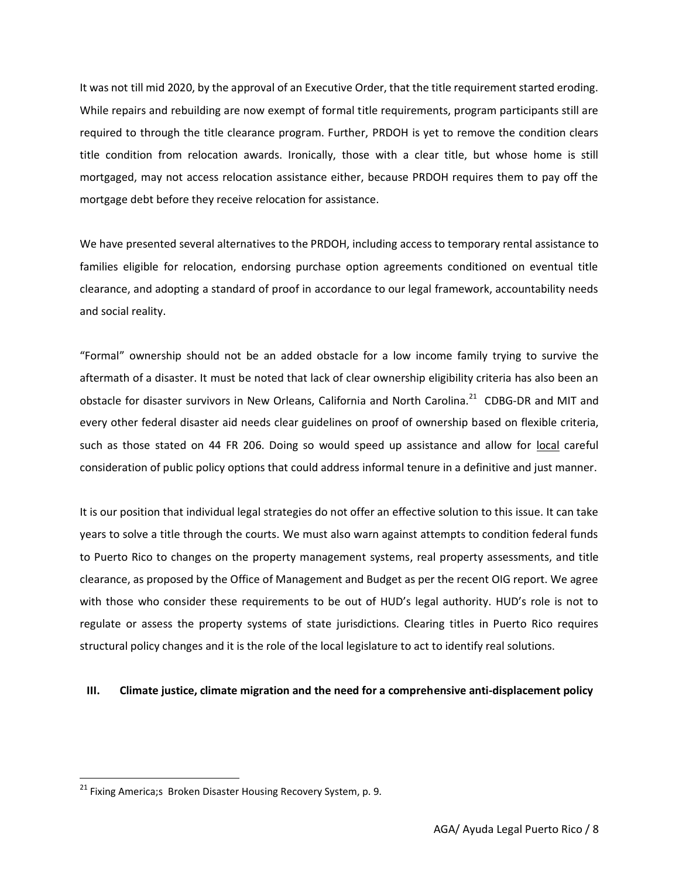It was not till mid 2020, by the approval of an Executive Order, that the title requirement started eroding. While repairs and rebuilding are now exempt of formal title requirements, program participants still are required to through the title clearance program. Further, PRDOH is yet to remove the condition clears title condition from relocation awards. Ironically, those with a clear title, but whose home is still mortgaged, may not access relocation assistance either, because PRDOH requires them to pay off the mortgage debt before they receive relocation for assistance.

We have presented several alternatives to the PRDOH, including access to temporary rental assistance to families eligible for relocation, endorsing purchase option agreements conditioned on eventual title clearance, and adopting a standard of proof in accordance to our legal framework, accountability needs and social reality.

"Formal" ownership should not be an added obstacle for a low income family trying to survive the aftermath of a disaster. It must be noted that lack of clear ownership eligibility criteria has also been an obstacle for disaster survivors in New Orleans, California and North Carolina.[21] CDBG-DR and MIT and every other federal disaster aid needs clear guidelines on proof of ownership based on flexible criteria, such as those stated on 44 FR 206. Doing so would speed up assistance and allow for local careful consideration of public policy options that could address informal tenure in a definitive and just manner.

It is our position that individual legal strategies do not offer an effective solution to this issue. It can take years to solve a title through the courts. We must also warn against attempts to condition federal funds to Puerto Rico to changes on the property management systems, real property assessments, and title clearance, as proposed by the Office of Management and Budget as per the recent OIG report. We agree with those who consider these requirements to be out of HUD's legal authority. HUD's role is not to regulate or assess the property systems of state jurisdictions. Clearing titles in Puerto Rico requires structural policy changes and it is the role of the local legislature to act to identify real solutions.

## III. Climate justice, climate migration and the need for a comprehensive anti-displacement policy

[21] Fixing America;s Broken Disaster Housing Recovery System, p. 9.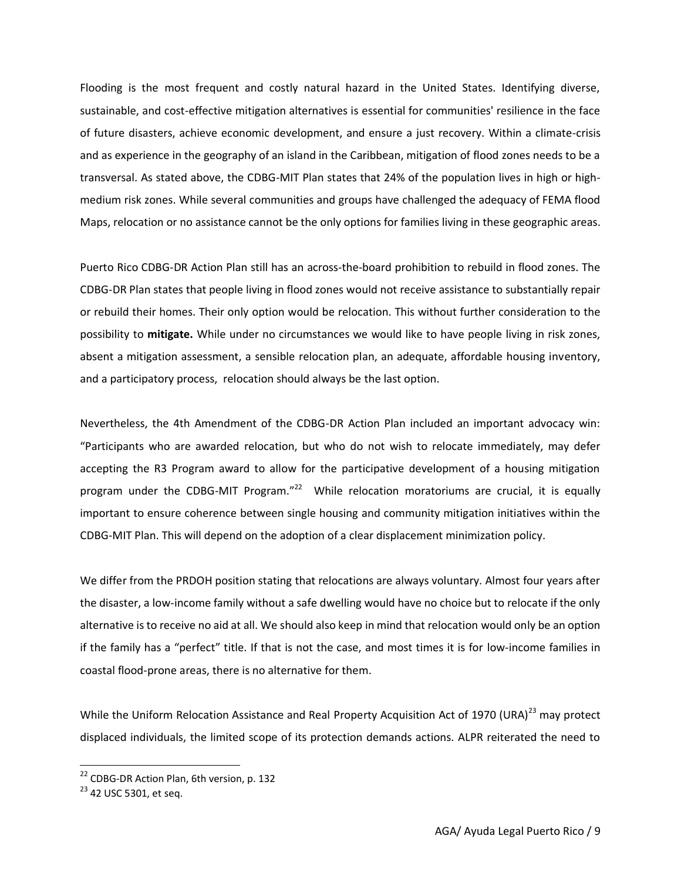Flooding is the most frequent and costly natural hazard in the United States. Identifying diverse, sustainable, and cost-effective mitigation alternatives is essential for communities' resilience in the face of future disasters, achieve economic development, and ensure a just recovery. Within a climate-crisis and as experience in the geography of an island in the Caribbean, mitigation of flood zones needs to be a transversal. As stated above, the CDBG-MIT Plan states that 24% of the population lives in high or high-medium risk zones. While several communities and groups have challenged the adequacy of FEMA flood Maps, relocation or no assistance cannot be the only options for families living in these geographic areas.

Puerto Rico CDBG-DR Action Plan still has an across-the-board prohibition to rebuild in flood zones. The CDBG-DR Plan states that people living in flood zones would not receive assistance to substantially repair or rebuild their homes. Their only option would be relocation. This without further consideration to the possibility to **mitigate.** While under no circumstances we would like to have people living in risk zones, absent a mitigation assessment, a sensible relocation plan, an adequate, affordable housing inventory, and a participatory process, relocation should always be the last option.

Nevertheless, the 4th Amendment of the CDBG-DR Action Plan included an important advocacy win: "Participants who are awarded relocation, but who do not wish to relocate immediately, may defer accepting the R3 Program award to allow for the participative development of a housing mitigation program under the CDBG-MIT Program."[22] While relocation moratoriums are crucial, it is equally important to ensure coherence between single housing and community mitigation initiatives within the CDBG-MIT Plan. This will depend on the adoption of a clear displacement minimization policy.

We differ from the PRDOH position stating that relocations are always voluntary. Almost four years after the disaster, a low-income family without a safe dwelling would have no choice but to relocate if the only alternative is to receive no aid at all. We should also keep in mind that relocation would only be an option if the family has a "perfect" title. If that is not the case, and most times it is for low-income families in coastal flood-prone areas, there is no alternative for them.

While the Uniform Relocation Assistance and Real Property Acquisition Act of 1970 (URA)[23] may protect displaced individuals, the limited scope of its protection demands actions. ALPR reiterated the need to

[22] CDBG-DR Action Plan, 6th version, p. 132

[23] 42 USC 5301, et seq.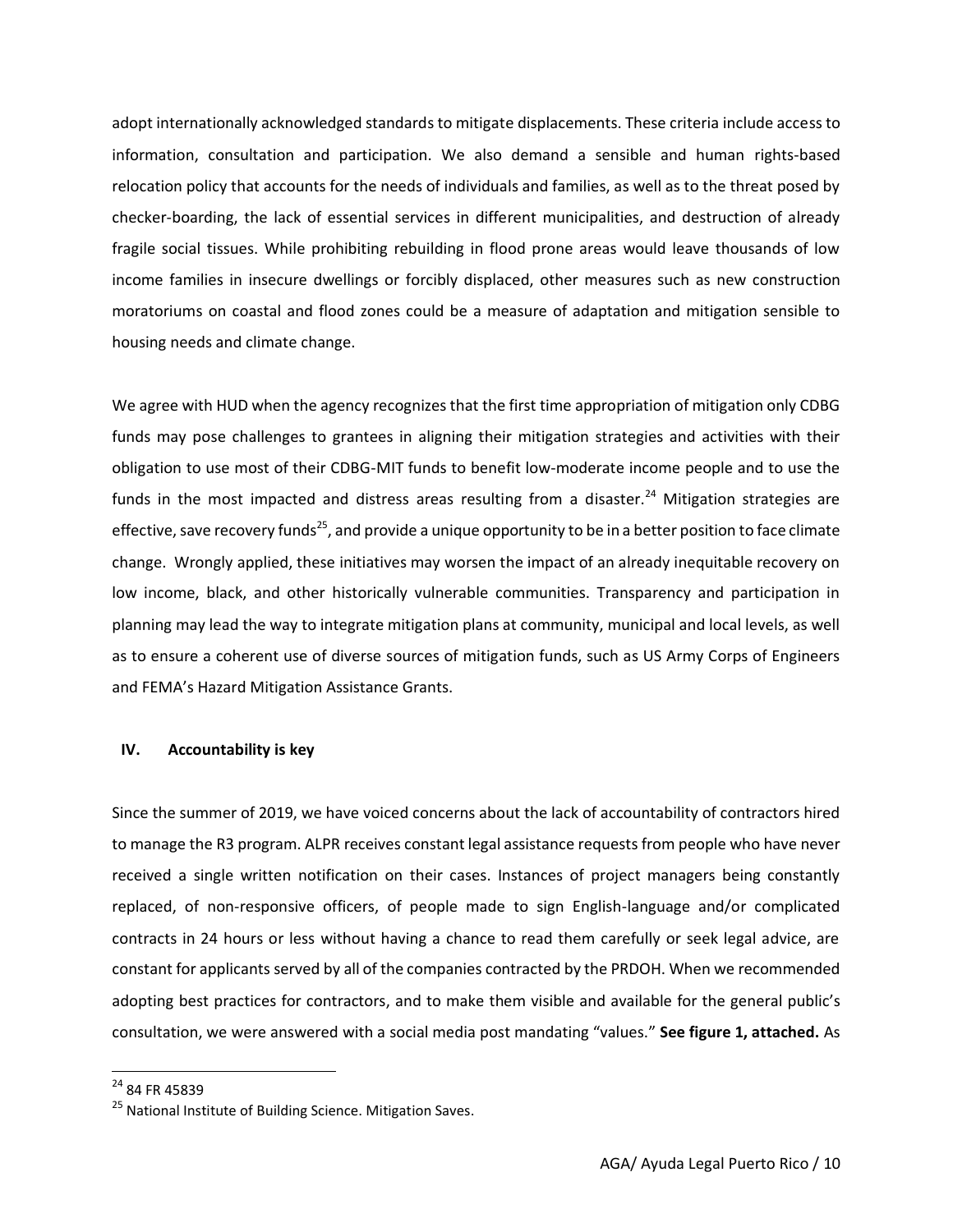adopt internationally acknowledged standards to mitigate displacements. These criteria include access to information, consultation and participation. We also demand a sensible and human rights-based relocation policy that accounts for the needs of individuals and families, as well as to the threat posed by checker-boarding, the lack of essential services in different municipalities, and destruction of already fragile social tissues. While prohibiting rebuilding in flood prone areas would leave thousands of low income families in insecure dwellings or forcibly displaced, other measures such as new construction moratoriums on coastal and flood zones could be a measure of adaptation and mitigation sensible to housing needs and climate change.

We agree with HUD when the agency recognizes that the first time appropriation of mitigation only CDBG funds may pose challenges to grantees in aligning their mitigation strategies and activities with their obligation to use most of their CDBG-MIT funds to benefit low-moderate income people and to use the funds in the most impacted and distress areas resulting from a disaster.[24] Mitigation strategies are effective, save recovery funds[25], and provide a unique opportunity to be in a better position to face climate change. Wrongly applied, these initiatives may worsen the impact of an already inequitable recovery on low income, black, and other historically vulnerable communities. Transparency and participation in planning may lead the way to integrate mitigation plans at community, municipal and local levels, as well as to ensure a coherent use of diverse sources of mitigation funds, such as US Army Corps of Engineers and FEMA's Hazard Mitigation Assistance Grants.

## IV. Accountability is key

Since the summer of 2019, we have voiced concerns about the lack of accountability of contractors hired to manage the R3 program. ALPR receives constant legal assistance requests from people who have never received a single written notification on their cases. Instances of project managers being constantly replaced, of non-responsive officers, of people made to sign English-language and/or complicated contracts in 24 hours or less without having a chance to read them carefully or seek legal advice, are constant for applicants served by all of the companies contracted by the PRDOH. When we recommended adopting best practices for contractors, and to make them visible and available for the general public's consultation, we were answered with a social media post mandating "values." **See figure 1, attached.** As

---

[24] 84 FR 45839

[25] National Institute of Building Science. Mitigation Saves.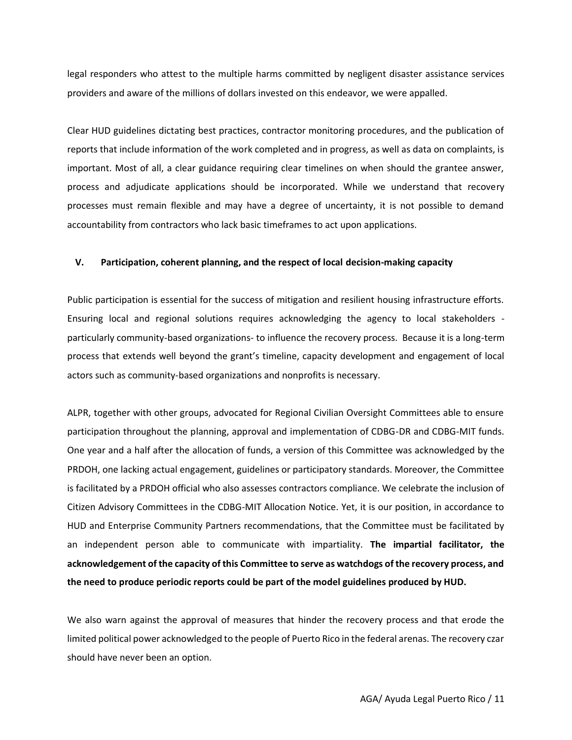legal responders who attest to the multiple harms committed by negligent disaster assistance services providers and aware of the millions of dollars invested on this endeavor, we were appalled.

Clear HUD guidelines dictating best practices, contractor monitoring procedures, and the publication of reports that include information of the work completed and in progress, as well as data on complaints, is important. Most of all, a clear guidance requiring clear timelines on when should the grantee answer, process and adjudicate applications should be incorporated. While we understand that recovery processes must remain flexible and may have a degree of uncertainty, it is not possible to demand accountability from contractors who lack basic timeframes to act upon applications.

## V. Participation, coherent planning, and the respect of local decision-making capacity

Public participation is essential for the success of mitigation and resilient housing infrastructure efforts. Ensuring local and regional solutions requires acknowledging the agency to local stakeholders - particularly community-based organizations- to influence the recovery process. Because it is a long-term process that extends well beyond the grant's timeline, capacity development and engagement of local actors such as community-based organizations and nonprofits is necessary.

ALPR, together with other groups, advocated for Regional Civilian Oversight Committees able to ensure participation throughout the planning, approval and implementation of CDBG-DR and CDBG-MIT funds. One year and a half after the allocation of funds, a version of this Committee was acknowledged by the PRDOH, one lacking actual engagement, guidelines or participatory standards. Moreover, the Committee is facilitated by a PRDOH official who also assesses contractors compliance. We celebrate the inclusion of Citizen Advisory Committees in the CDBG-MIT Allocation Notice. Yet, it is our position, in accordance to HUD and Enterprise Community Partners recommendations, that the Committee must be facilitated by an independent person able to communicate with impartiality. **The impartial facilitator, the acknowledgement of the capacity of this Committee to serve as watchdogs of the recovery process, and the need to produce periodic reports could be part of the model guidelines produced by HUD.**

We also warn against the approval of measures that hinder the recovery process and that erode the limited political power acknowledged to the people of Puerto Rico in the federal arenas. The recovery czar should have never been an option.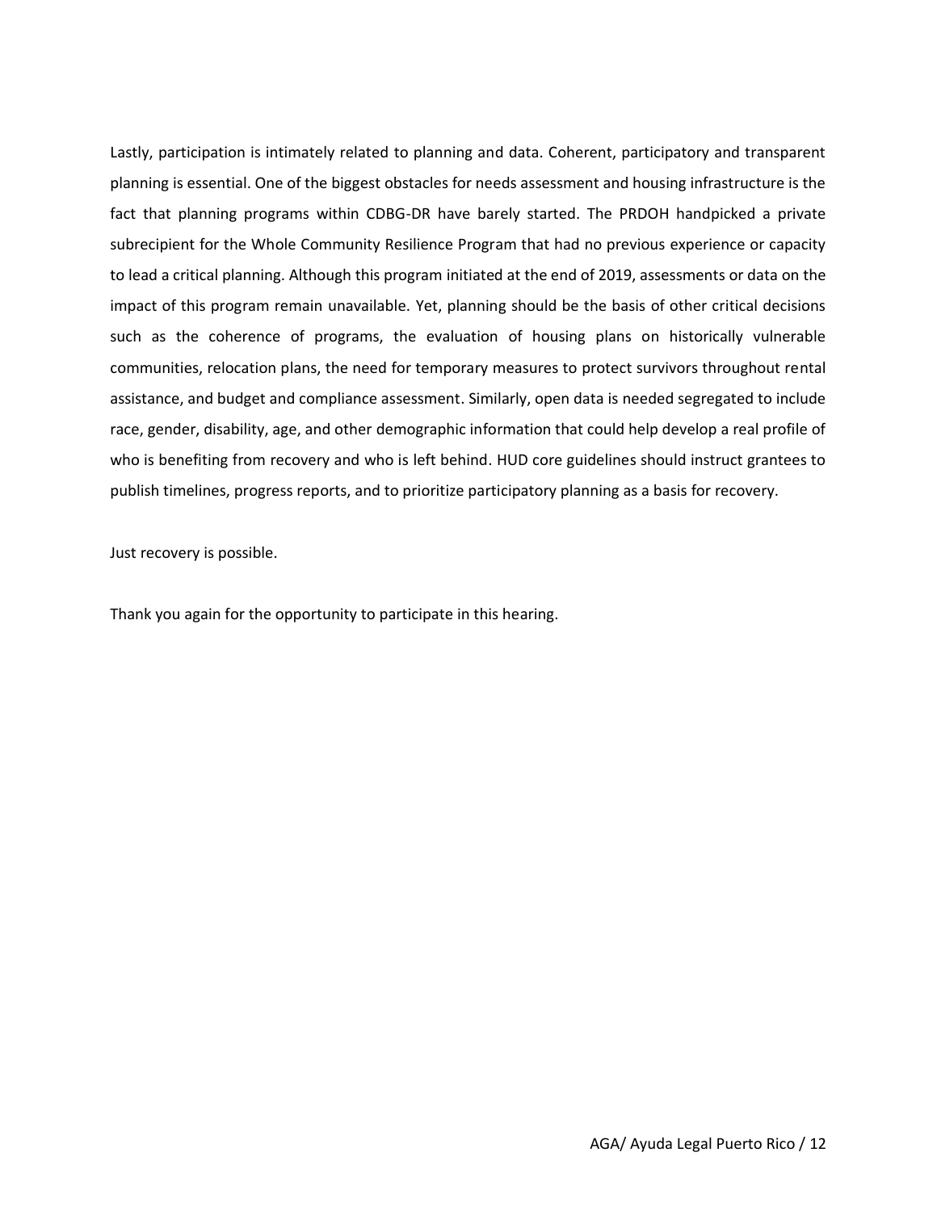Lastly, participation is intimately related to planning and data. Coherent, participatory and transparent planning is essential. One of the biggest obstacles for needs assessment and housing infrastructure is the fact that planning programs within CDBG-DR have barely started. The PRDOH handpicked a private subrecipient for the Whole Community Resilience Program that had no previous experience or capacity to lead a critical planning. Although this program initiated at the end of 2019, assessments or data on the impact of this program remain unavailable. Yet, planning should be the basis of other critical decisions such as the coherence of programs, the evaluation of housing plans on historically vulnerable communities, relocation plans, the need for temporary measures to protect survivors throughout rental assistance, and budget and compliance assessment. Similarly, open data is needed segregated to include race, gender, disability, age, and other demographic information that could help develop a real profile of who is benefiting from recovery and who is left behind. HUD core guidelines should instruct grantees to publish timelines, progress reports, and to prioritize participatory planning as a basis for recovery.

Just recovery is possible.

Thank you again for the opportunity to participate in this hearing.